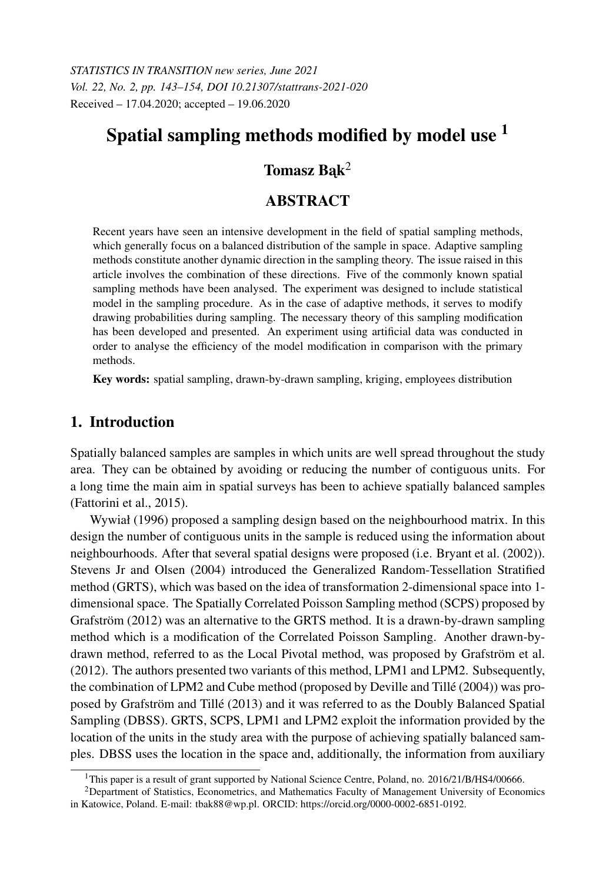*STATISTICS IN TRANSITION new series, June 2021*
*Vol. 22, No. 2, pp. 143–154, DOI 10.21307/stattrans-2021-020*
Received – 17.04.2020; accepted – 19.06.2020

# Spatial sampling methods modified by model use [1]

**Tomasz Bąk**[2]

## ABSTRACT

Recent years have seen an intensive development in the field of spatial sampling methods, which generally focus on a balanced distribution of the sample in space. Adaptive sampling methods constitute another dynamic direction in the sampling theory. The issue raised in this article involves the combination of these directions. Five of the commonly known spatial sampling methods have been analysed. The experiment was designed to include statistical model in the sampling procedure. As in the case of adaptive methods, it serves to modify drawing probabilities during sampling. The necessary theory of this sampling modification has been developed and presented. An experiment using artificial data was conducted in order to analyse the efficiency of the model modification in comparison with the primary methods.

**Key words:** spatial sampling, drawn-by-drawn sampling, kriging, employees distribution

## 1. Introduction

Spatially balanced samples are samples in which units are well spread throughout the study area. They can be obtained by avoiding or reducing the number of contiguous units. For a long time the main aim in spatial surveys has been to achieve spatially balanced samples (Fattorini et al., 2015).

Wywiał (1996) proposed a sampling design based on the neighbourhood matrix. In this design the number of contiguous units in the sample is reduced using the information about neighbourhoods. After that several spatial designs were proposed (i.e. Bryant et al. (2002)). Stevens Jr and Olsen (2004) introduced the Generalized Random-Tessellation Stratified method (GRTS), which was based on the idea of transformation 2-dimensional space into 1-dimensional space. The Spatially Correlated Poisson Sampling method (SCPS) proposed by Grafström (2012) was an alternative to the GRTS method. It is a drawn-by-drawn sampling method which is a modification of the Correlated Poisson Sampling. Another drawn-by-drawn method, referred to as the Local Pivotal method, was proposed by Grafström et al. (2012). The authors presented two variants of this method, LPM1 and LPM2. Subsequently, the combination of LPM2 and Cube method (proposed by Deville and Tillé (2004)) was proposed by Grafström and Tillé (2013) and it was referred to as the Doubly Balanced Spatial Sampling (DBSS). GRTS, SCPS, LPM1 and LPM2 exploit the information provided by the location of the units in the study area with the purpose of achieving spatially balanced samples. DBSS uses the location in the space and, additionally, the information from auxiliary

[1] This paper is a result of grant supported by National Science Centre, Poland, no. 2016/21/B/HS4/00666.

[2] Department of Statistics, Econometrics, and Mathematics Faculty of Management University of Economics in Katowice, Poland. E-mail: tbak88@wp.pl. ORCID: https://orcid.org/0000-0002-6851-0192.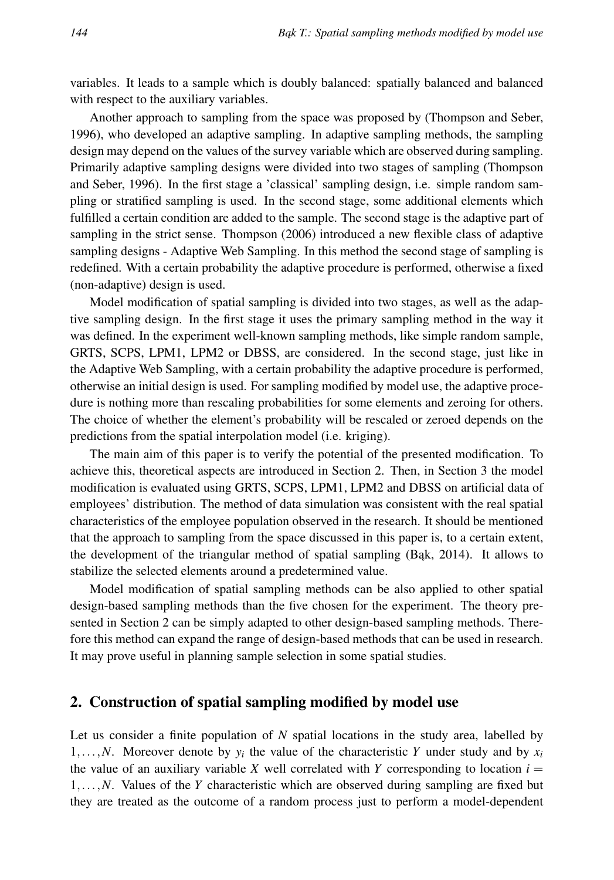variables. It leads to a sample which is doubly balanced: spatially balanced and balanced with respect to the auxiliary variables.

Another approach to sampling from the space was proposed by (Thompson and Seber, 1996), who developed an adaptive sampling. In adaptive sampling methods, the sampling design may depend on the values of the survey variable which are observed during sampling. Primarily adaptive sampling designs were divided into two stages of sampling (Thompson and Seber, 1996). In the first stage a 'classical' sampling design, i.e. simple random sampling or stratified sampling is used. In the second stage, some additional elements which fulfilled a certain condition are added to the sample. The second stage is the adaptive part of sampling in the strict sense. Thompson (2006) introduced a new flexible class of adaptive sampling designs - Adaptive Web Sampling. In this method the second stage of sampling is redefined. With a certain probability the adaptive procedure is performed, otherwise a fixed (non-adaptive) design is used.

Model modification of spatial sampling is divided into two stages, as well as the adaptive sampling design. In the first stage it uses the primary sampling method in the way it was defined. In the experiment well-known sampling methods, like simple random sample, GRTS, SCPS, LPM1, LPM2 or DBSS, are considered. In the second stage, just like in the Adaptive Web Sampling, with a certain probability the adaptive procedure is performed, otherwise an initial design is used. For sampling modified by model use, the adaptive procedure is nothing more than rescaling probabilities for some elements and zeroing for others. The choice of whether the element's probability will be rescaled or zeroed depends on the predictions from the spatial interpolation model (i.e. kriging).

The main aim of this paper is to verify the potential of the presented modification. To achieve this, theoretical aspects are introduced in Section 2. Then, in Section 3 the model modification is evaluated using GRTS, SCPS, LPM1, LPM2 and DBSS on artificial data of employees' distribution. The method of data simulation was consistent with the real spatial characteristics of the employee population observed in the research. It should be mentioned that the approach to sampling from the space discussed in this paper is, to a certain extent, the development of the triangular method of spatial sampling (Bąk, 2014). It allows to stabilize the selected elements around a predetermined value.

Model modification of spatial sampling methods can be also applied to other spatial design-based sampling methods than the five chosen for the experiment. The theory presented in Section 2 can be simply adapted to other design-based sampling methods. Therefore this method can expand the range of design-based methods that can be used in research. It may prove useful in planning sample selection in some spatial studies.

## 2. Construction of spatial sampling modified by model use

Let us consider a finite population of $N$ spatial locations in the study area, labelled by $1,\ldots,N$. Moreover denote by $y_i$ the value of the characteristic $Y$ under study and by $x_i$ the value of an auxiliary variable $X$ well correlated with $Y$ corresponding to location $i = 1,\ldots,N$. Values of the $Y$ characteristic which are observed during sampling are fixed but they are treated as the outcome of a random process just to perform a model-dependent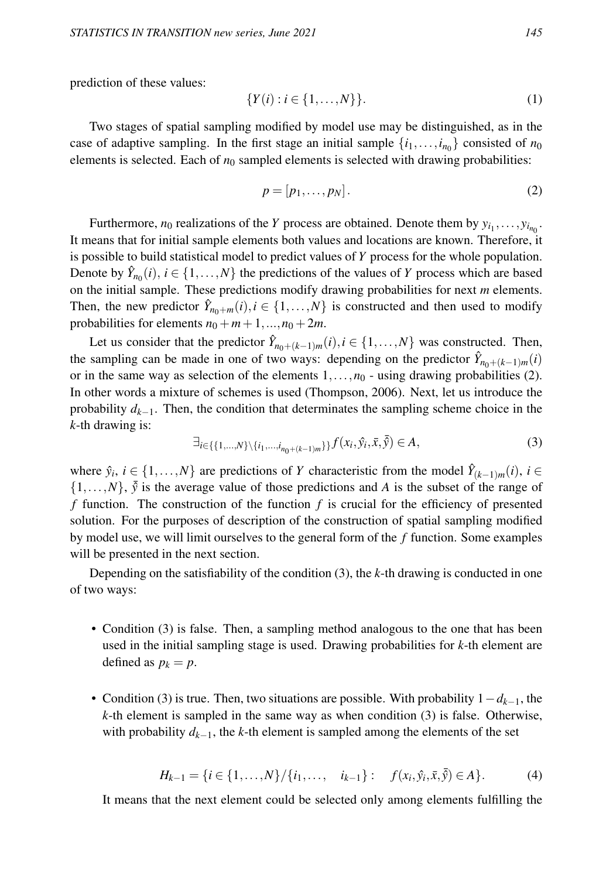prediction of these values:

$$\{Y(i) : i \in \{1, \ldots, N\}\}. \tag{1}$$

Two stages of spatial sampling modified by model use may be distinguished, as in the case of adaptive sampling. In the first stage an initial sample $\{i_1, \ldots, i_{n_0}\}$ consisted of $n_0$ elements is selected. Each of $n_0$ sampled elements is selected with drawing probabilities:

$$p = [p_1, \ldots, p_N]. \tag{2}$$

Furthermore, $n_0$ realizations of the $Y$ process are obtained. Denote them by $y_{i_1}, \ldots, y_{i_{n_0}}$. It means that for initial sample elements both values and locations are known. Therefore, it is possible to build statistical model to predict values of $Y$ process for the whole population. Denote by $\hat{Y}_{n_0}(i)$, $i \in \{1, \ldots, N\}$ the predictions of the values of $Y$ process which are based on the initial sample. These predictions modify drawing probabilities for next $m$ elements. Then, the new predictor $\hat{Y}_{n_0+m}(i), i \in \{1, \ldots, N\}$ is constructed and then used to modify probabilities for elements $n_0 + m + 1, \ldots, n_0 + 2m$.

Let us consider that the predictor $\hat{Y}_{n_0+(k-1)m}(i), i \in \{1, \ldots, N\}$ was constructed. Then, the sampling can be made in one of two ways: depending on the predictor $\hat{Y}_{n_0+(k-1)m}(i)$ or in the same way as selection of the elements $1, \ldots, n_0$ - using drawing probabilities (2). In other words a mixture of schemes is used (Thompson, 2006). Next, let us introduce the probability $d_{k-1}$. Then, the condition that determinates the sampling scheme choice in the $k$-th drawing is:

$$\exists_{i \in \{\{1,\ldots,N\} \setminus \{i_1,\ldots,i_{n_0+(k-1)m}\}\}} f(x_i, \hat{y}_i, \bar{x}, \bar{\hat{y}}) \in A, \tag{3}$$

where $\hat{y}_i$, $i \in \{1, \ldots, N\}$ are predictions of $Y$ characteristic from the model $\hat{Y}_{(k-1)m}(i)$, $i \in \{1, \ldots, N\}$, $\bar{\hat{y}}$ is the average value of those predictions and $A$ is the subset of the range of $f$ function. The construction of the function $f$ is crucial for the efficiency of presented solution. For the purposes of description of the construction of spatial sampling modified by model use, we will limit ourselves to the general form of the $f$ function. Some examples will be presented in the next section.

Depending on the satisfiability of the condition (3), the $k$-th drawing is conducted in one of two ways:

- Condition (3) is false. Then, a sampling method analogous to the one that has been used in the initial sampling stage is used. Drawing probabilities for $k$-th element are defined as $p_k = p$.

- Condition (3) is true. Then, two situations are possible. With probability $1 - d_{k-1}$, the $k$-th element is sampled in the same way as when condition (3) is false. Otherwise, with probability $d_{k-1}$, the $k$-th element is sampled among the elements of the set

$$H_{k-1} = \{i \in \{1, \ldots, N\} / \{i_1, \ldots, \quad i_{k-1}\} : \quad f(x_i, \hat{y}_i, \bar{x}, \bar{\hat{y}}) \in A\}. \tag{4}$$

It means that the next element could be selected only among elements fulfilling the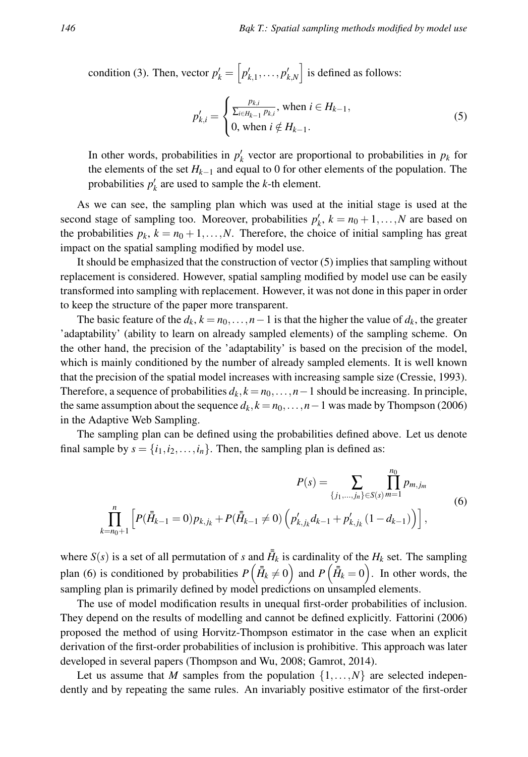condition (3). Then, vector $p'_k = \left[p'_{k,1}, \ldots, p'_{k,N}\right]$ is defined as follows:

$$p'_{k,i} = \begin{cases} \frac{p_{k,i}}{\sum_{i \in H_{k-1}} p_{k,i}}, \text{ when } i \in H_{k-1}, \\ 0, \text{ when } i \notin H_{k-1}. \end{cases} \tag{5}$$

In other words, probabilities in $p'_k$ vector are proportional to probabilities in $p_k$ for the elements of the set $H_{k-1}$ and equal to 0 for other elements of the population. The probabilities $p'_k$ are used to sample the $k$-th element.

As we can see, the sampling plan which was used at the initial stage is used at the second stage of sampling too. Moreover, probabilities $p'_k$, $k = n_0+1, \ldots, N$ are based on the probabilities $p_k$, $k = n_0+1, \ldots, N$. Therefore, the choice of initial sampling has great impact on the spatial sampling modified by model use.

It should be emphasized that the construction of vector (5) implies that sampling without replacement is considered. However, spatial sampling modified by model use can be easily transformed into sampling with replacement. However, it was not done in this paper in order to keep the structure of the paper more transparent.

The basic feature of the $d_k$, $k = n_0, \ldots, n-1$ is that the higher the value of $d_k$, the greater 'adaptability' (ability to learn on already sampled elements) of the sampling scheme. On the other hand, the precision of the 'adaptability' is based on the precision of the model, which is mainly conditioned by the number of already sampled elements. It is well known that the precision of the spatial model increases with increasing sample size (Cressie, 1993). Therefore, a sequence of probabilities $d_k, k = n_0, \ldots, n-1$ should be increasing. In principle, the same assumption about the sequence $d_k, k = n_0, \ldots, n-1$ was made by Thompson (2006) in the Adaptive Web Sampling.

The sampling plan can be defined using the probabilities defined above. Let us denote final sample by $s = \{i_1, i_2, \ldots, i_n\}$. Then, the sampling plan is defined as:

$$P(s) = \sum_{\{j_1,\ldots,j_n\} \in S(s)} \prod_{m=1}^{n_0} p_{m,j_m}$$
$$\prod_{k=n_0+1}^{n} \left[ P(\bar{\bar{H}}_{k-1} = 0) p_{k,j_k} + P(\bar{\bar{H}}_{k-1} \neq 0) \left( p'_{k,j_k} d_{k-1} + p'_{k,j_k} (1 - d_{k-1}) \right) \right], \tag{6}$$

where $S(s)$ is a set of all permutation of $s$ and $\bar{\bar{H}}_k$ is cardinality of the $H_k$ set. The sampling plan (6) is conditioned by probabilities $P\left(\bar{\bar{H}}_k \neq 0\right)$ and $P\left(\bar{\bar{H}}_k = 0\right)$. In other words, the sampling plan is primarily defined by model predictions on unsampled elements.

The use of model modification results in unequal first-order probabilities of inclusion. They depend on the results of modelling and cannot be defined explicitly. Fattorini (2006) proposed the method of using Horvitz-Thompson estimator in the case when an explicit derivation of the first-order probabilities of inclusion is prohibitive. This approach was later developed in several papers (Thompson and Wu, 2008; Gamrot, 2014).

Let us assume that $M$ samples from the population $\{1, \ldots, N\}$ are selected independently and by repeating the same rules. An invariably positive estimator of the first-order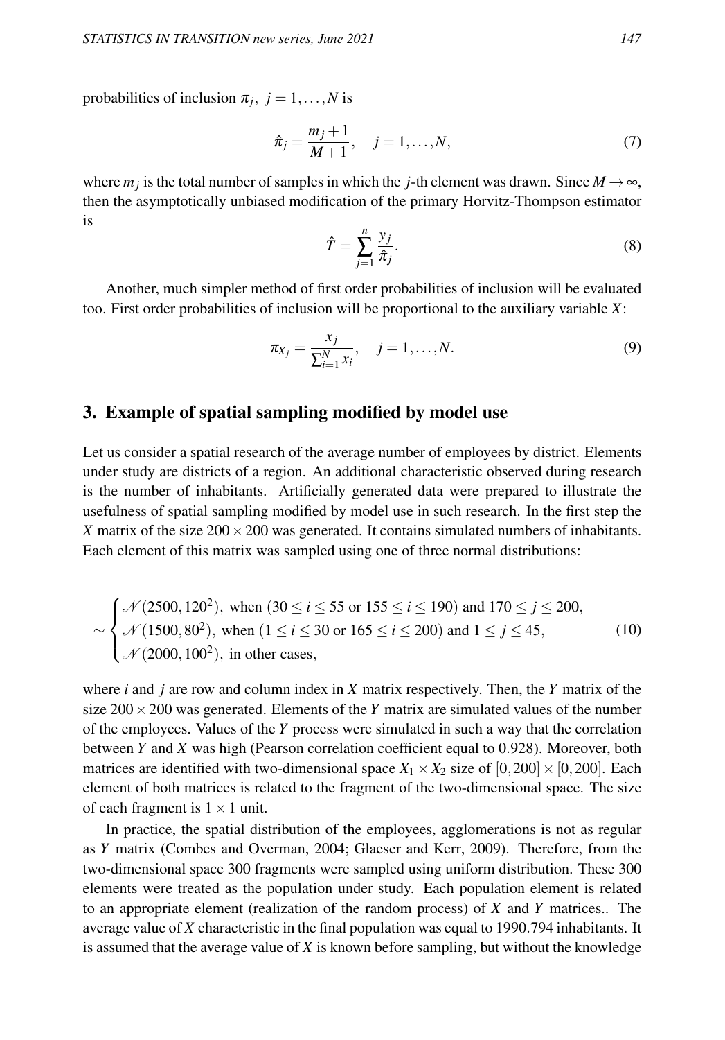probabilities of inclusion $\pi_j,\ j=1,\ldots,N$ is

$$\hat{\pi}_j = \frac{m_j+1}{M+1}, \quad j=1,\ldots,N, \tag{7}$$

where $m_j$ is the total number of samples in which the $j$-th element was drawn. Since $M\to\infty$, then the asymptotically unbiased modification of the primary Horvitz-Thompson estimator is

$$\hat{T} = \sum_{j=1}^{n} \frac{y_j}{\hat{\pi}_j}. \tag{8}$$

Another, much simpler method of first order probabilities of inclusion will be evaluated too. First order probabilities of inclusion will be proportional to the auxiliary variable $X$:

$$\pi_{X_j} = \frac{x_j}{\sum_{i=1}^{N} x_i}, \quad j=1,\ldots,N. \tag{9}$$

## 3. Example of spatial sampling modified by model use

Let us consider a spatial research of the average number of employees by district. Elements under study are districts of a region. An additional characteristic observed during research is the number of inhabitants. Artificially generated data were prepared to illustrate the usefulness of spatial sampling modified by model use in such research. In the first step the $X$ matrix of the size $200\times200$ was generated. It contains simulated numbers of inhabitants. Each element of this matrix was sampled using one of three normal distributions:

$$\sim \begin{cases} \mathcal{N}(2500,120^2), \text{ when } (30\le i\le 55 \text{ or } 155\le i\le 190) \text{ and } 170\le j\le 200, \\ \mathcal{N}(1500,80^2), \text{ when } (1\le i\le 30 \text{ or } 165\le i\le 200) \text{ and } 1\le j\le 45, \\ \mathcal{N}(2000,100^2), \text{ in other cases,} \end{cases} \tag{10}$$

where $i$ and $j$ are row and column index in $X$ matrix respectively. Then, the $Y$ matrix of the size $200\times200$ was generated. Elements of the $Y$ matrix are simulated values of the number of the employees. Values of the $Y$ process were simulated in such a way that the correlation between $Y$ and $X$ was high (Pearson correlation coefficient equal to 0.928). Moreover, both matrices are identified with two-dimensional space $X_1\times X_2$ size of $[0,200]\times[0,200]$. Each element of both matrices is related to the fragment of the two-dimensional space. The size of each fragment is $1\times1$ unit.

In practice, the spatial distribution of the employees, agglomerations is not as regular as $Y$ matrix (Combes and Overman, 2004; Glaeser and Kerr, 2009). Therefore, from the two-dimensional space 300 fragments were sampled using uniform distribution. These 300 elements were treated as the population under study. Each population element is related to an appropriate element (realization of the random process) of $X$ and $Y$ matrices.. The average value of $X$ characteristic in the final population was equal to 1990.794 inhabitants. It is assumed that the average value of $X$ is known before sampling, but without the knowledge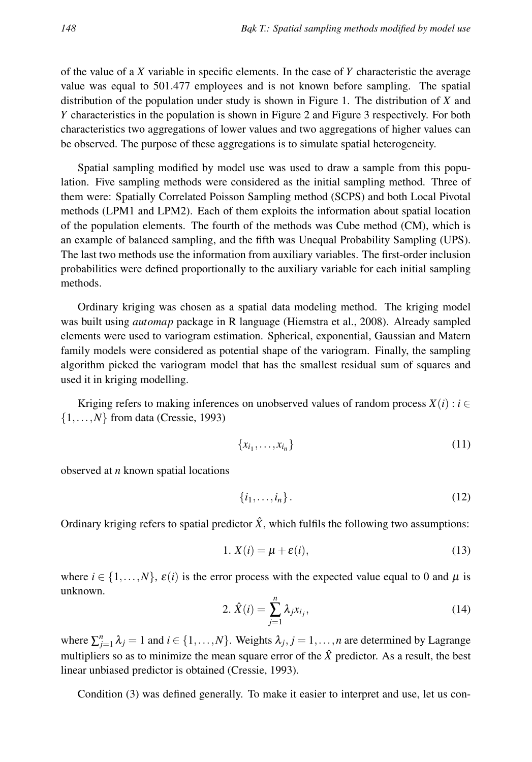of the value of a $X$ variable in specific elements. In the case of $Y$ characteristic the average value was equal to 501.477 employees and is not known before sampling. The spatial distribution of the population under study is shown in Figure 1. The distribution of $X$ and $Y$ characteristics in the population is shown in Figure 2 and Figure 3 respectively. For both characteristics two aggregations of lower values and two aggregations of higher values can be observed. The purpose of these aggregations is to simulate spatial heterogeneity.

Spatial sampling modified by model use was used to draw a sample from this population. Five sampling methods were considered as the initial sampling method. Three of them were: Spatially Correlated Poisson Sampling method (SCPS) and both Local Pivotal methods (LPM1 and LPM2). Each of them exploits the information about spatial location of the population elements. The fourth of the methods was Cube method (CM), which is an example of balanced sampling, and the fifth was Unequal Probability Sampling (UPS). The last two methods use the information from auxiliary variables. The first-order inclusion probabilities were defined proportionally to the auxiliary variable for each initial sampling methods.

Ordinary kriging was chosen as a spatial data modeling method. The kriging model was built using *automap* package in R language (Hiemstra et al., 2008). Already sampled elements were used to variogram estimation. Spherical, exponential, Gaussian and Matern family models were considered as potential shape of the variogram. Finally, the sampling algorithm picked the variogram model that has the smallest residual sum of squares and used it in kriging modelling.

Kriging refers to making inferences on unobserved values of random process $X(i) : i \in \{1,\ldots,N\}$ from data (Cressie, 1993)

$$\{x_{i_1},\ldots,x_{i_n}\} \tag{11}$$

observed at $n$ known spatial locations

$$\{i_1,\ldots,i_n\}. \tag{12}$$

Ordinary kriging refers to spatial predictor $\hat{X}$, which fulfils the following two assumptions:

$$1.\ X(i) = \mu + \varepsilon(i), \tag{13}$$

where $i \in \{1,\ldots,N\}$, $\varepsilon(i)$ is the error process with the expected value equal to 0 and $\mu$ is unknown.

$$2.\ \hat{X}(i) = \sum_{j=1}^{n} \lambda_j x_{i_j}, \tag{14}$$

where $\sum_{j=1}^{n} \lambda_j = 1$ and $i \in \{1,\ldots,N\}$. Weights $\lambda_j$, $j = 1,\ldots,n$ are determined by Lagrange multipliers so as to minimize the mean square error of the $\hat{X}$ predictor. As a result, the best linear unbiased predictor is obtained (Cressie, 1993).

Condition (3) was defined generally. To make it easier to interpret and use, let us con-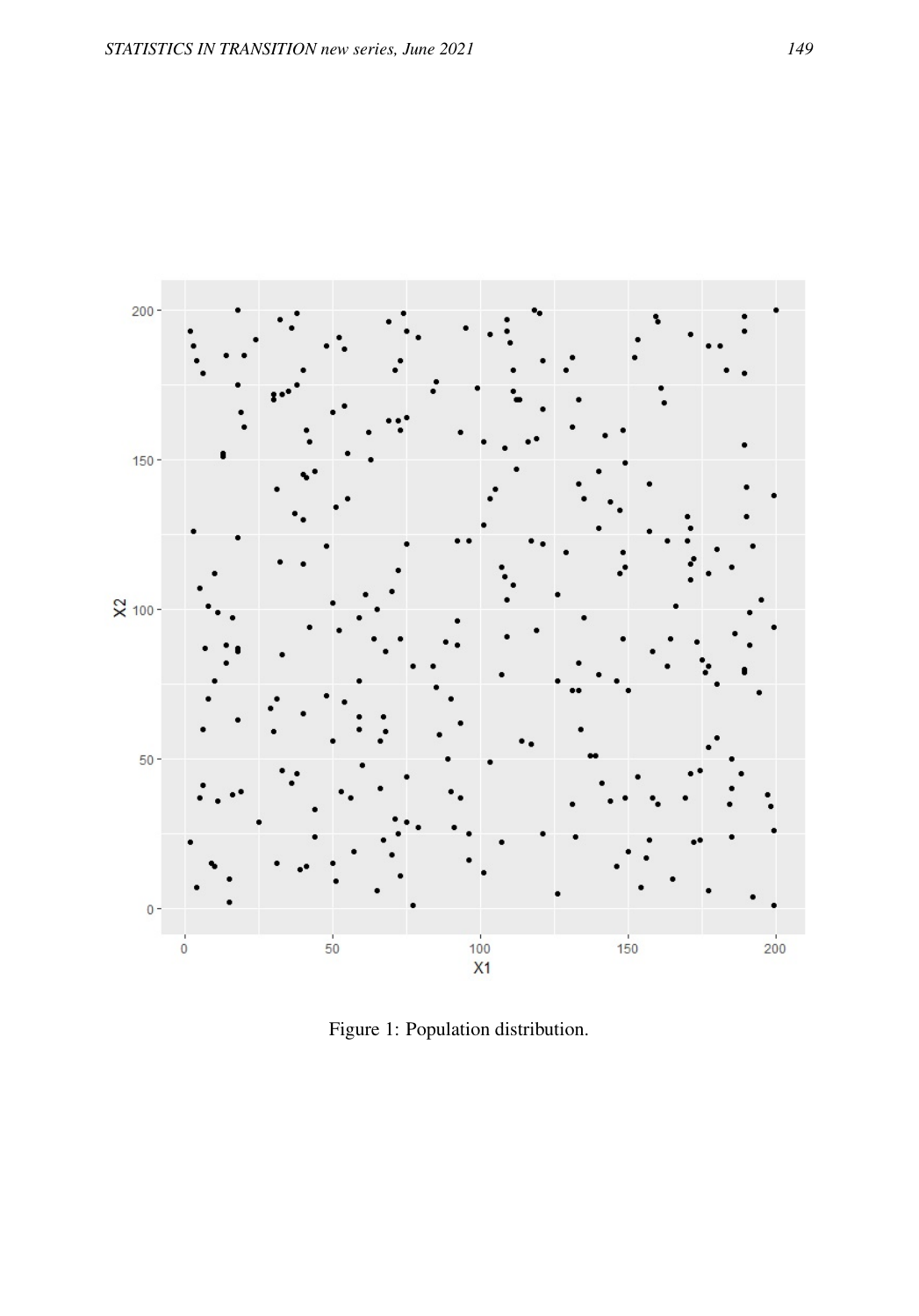Figure 1: Population distribution.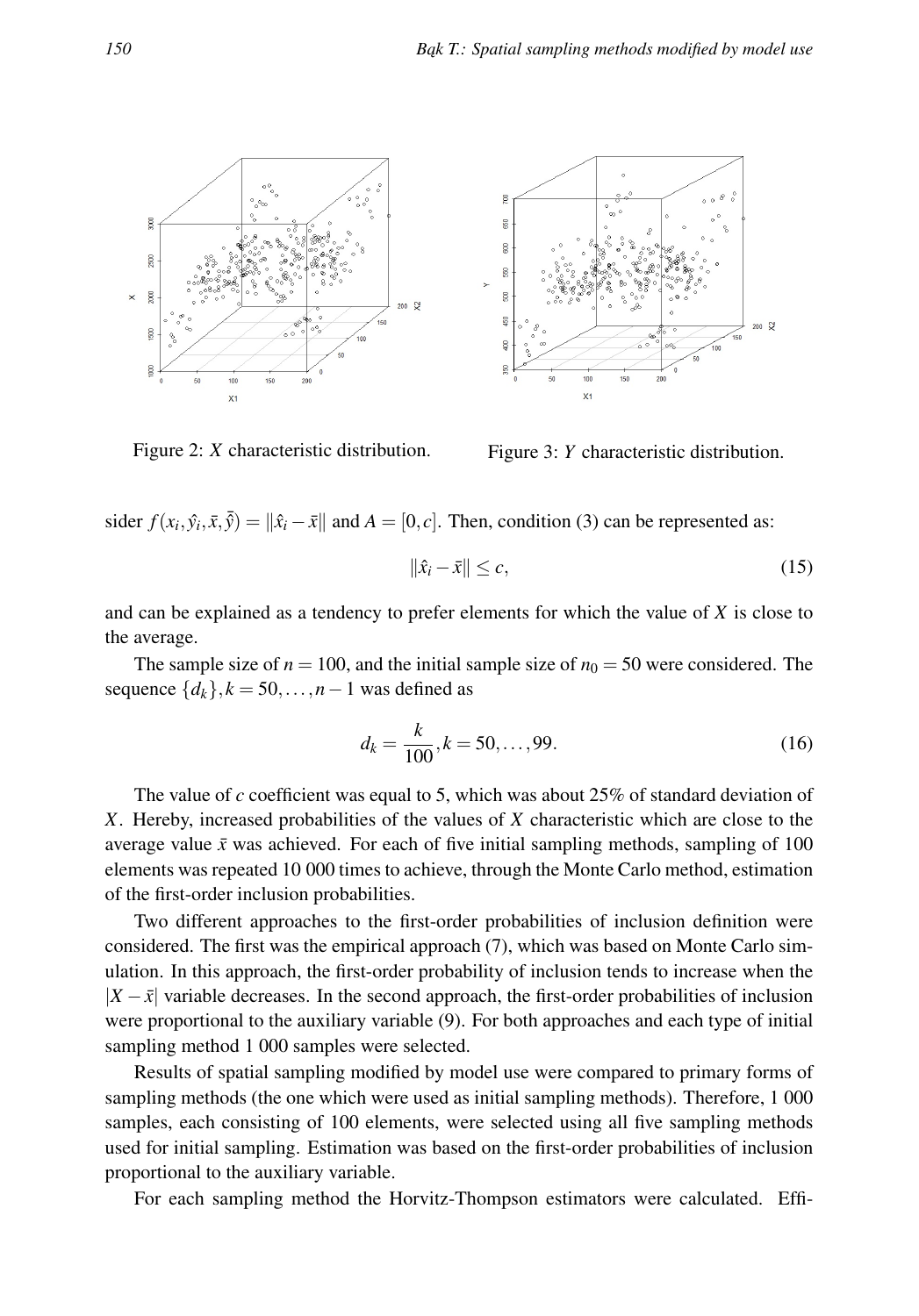Figure 2: $X$ characteristic distribution.

Figure 3: $Y$ characteristic distribution.

sider $f(x_i, \hat{y}_i, \bar{x}, \bar{\hat{y}}) = \|\hat{x}_i - \bar{x}\|$ and $A = [0, c]$. Then, condition (3) can be represented as:

$$\|\hat{x}_i - \bar{x}\| \leq c, \tag{15}$$

and can be explained as a tendency to prefer elements for which the value of $X$ is close to the average.

The sample size of $n = 100$, and the initial sample size of $n_0 = 50$ were considered. The sequence $\{d_k\}, k = 50, \ldots, n-1$ was defined as

$$d_k = \frac{k}{100}, k = 50, \ldots, 99. \tag{16}$$

The value of $c$ coefficient was equal to 5, which was about 25% of standard deviation of $X$. Hereby, increased probabilities of the values of $X$ characteristic which are close to the average value $\bar{x}$ was achieved. For each of five initial sampling methods, sampling of 100 elements was repeated 10 000 times to achieve, through the Monte Carlo method, estimation of the first-order inclusion probabilities.

Two different approaches to the first-order probabilities of inclusion definition were considered. The first was the empirical approach (7), which was based on Monte Carlo simulation. In this approach, the first-order probability of inclusion tends to increase when the $|X - \bar{x}|$ variable decreases. In the second approach, the first-order probabilities of inclusion were proportional to the auxiliary variable (9). For both approaches and each type of initial sampling method 1 000 samples were selected.

Results of spatial sampling modified by model use were compared to primary forms of sampling methods (the one which were used as initial sampling methods). Therefore, 1 000 samples, each consisting of 100 elements, were selected using all five sampling methods used for initial sampling. Estimation was based on the first-order probabilities of inclusion proportional to the auxiliary variable.

For each sampling method the Horvitz-Thompson estimators were calculated. Effi-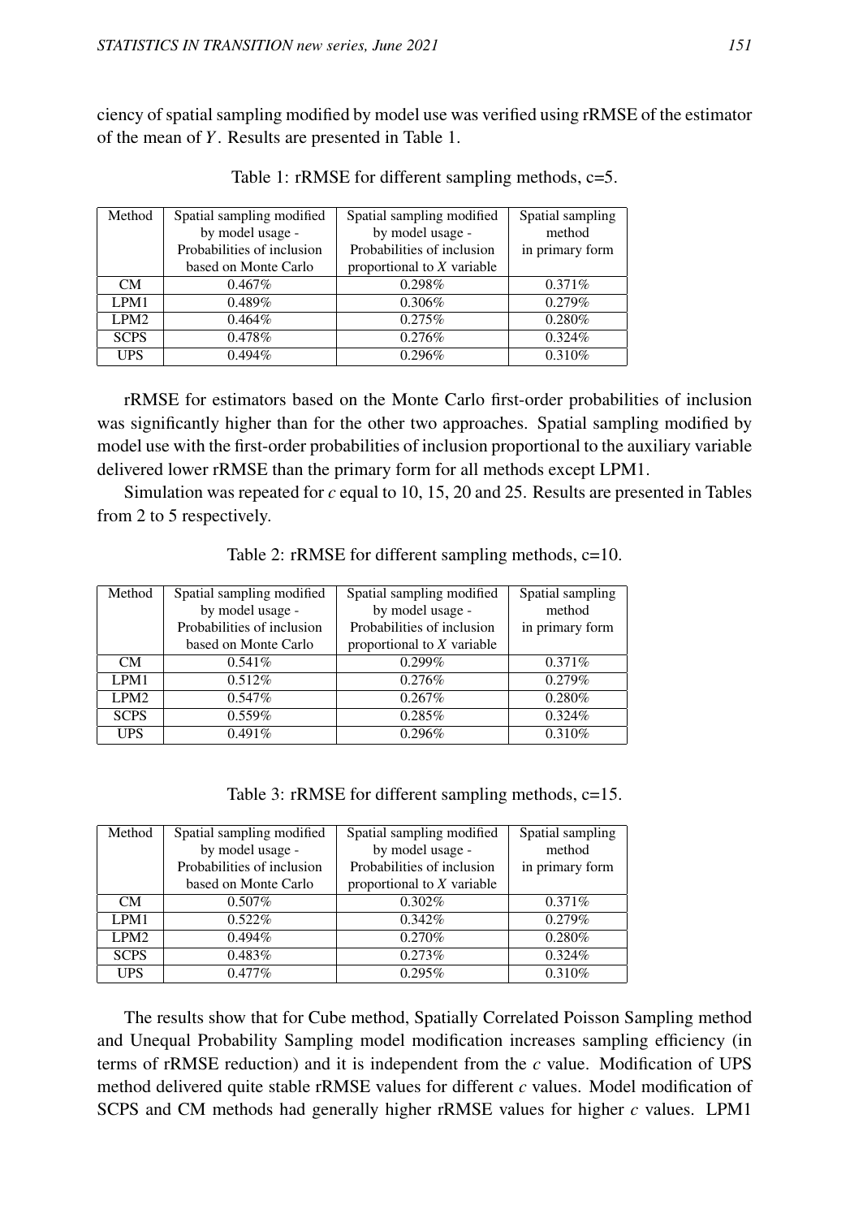ciency of spatial sampling modified by model use was verified using rRMSE of the estimator of the mean of $Y$. Results are presented in Table 1.

Table 1: rRMSE for different sampling methods, c=5.

| Method | Spatial sampling modified by model usage - Probabilities of inclusion based on Monte Carlo | Spatial sampling modified by model usage - Probabilities of inclusion proportional to $X$ variable | Spatial sampling method in primary form |
|---|---|---|---|
| CM | 0.467% | 0.298% | 0.371% |
| LPM1 | 0.489% | 0.306% | 0.279% |
| LPM2 | 0.464% | 0.275% | 0.280% |
| SCPS | 0.478% | 0.276% | 0.324% |
| UPS | 0.494% | 0.296% | 0.310% |

rRMSE for estimators based on the Monte Carlo first-order probabilities of inclusion was significantly higher than for the other two approaches. Spatial sampling modified by model use with the first-order probabilities of inclusion proportional to the auxiliary variable delivered lower rRMSE than the primary form for all methods except LPM1.

Simulation was repeated for $c$ equal to 10, 15, 20 and 25. Results are presented in Tables from 2 to 5 respectively.

Table 2: rRMSE for different sampling methods, c=10.

| Method | Spatial sampling modified by model usage - Probabilities of inclusion based on Monte Carlo | Spatial sampling modified by model usage - Probabilities of inclusion proportional to $X$ variable | Spatial sampling method in primary form |
|---|---|---|---|
| CM | 0.541% | 0.299% | 0.371% |
| LPM1 | 0.512% | 0.276% | 0.279% |
| LPM2 | 0.547% | 0.267% | 0.280% |
| SCPS | 0.559% | 0.285% | 0.324% |
| UPS | 0.491% | 0.296% | 0.310% |

Table 3: rRMSE for different sampling methods, c=15.

| Method | Spatial sampling modified by model usage - Probabilities of inclusion based on Monte Carlo | Spatial sampling modified by model usage - Probabilities of inclusion proportional to $X$ variable | Spatial sampling method in primary form |
|---|---|---|---|
| CM | 0.507% | 0.302% | 0.371% |
| LPM1 | 0.522% | 0.342% | 0.279% |
| LPM2 | 0.494% | 0.270% | 0.280% |
| SCPS | 0.483% | 0.273% | 0.324% |
| UPS | 0.477% | 0.295% | 0.310% |

The results show that for Cube method, Spatially Correlated Poisson Sampling method and Unequal Probability Sampling model modification increases sampling efficiency (in terms of rRMSE reduction) and it is independent from the $c$ value. Modification of UPS method delivered quite stable rRMSE values for different $c$ values. Model modification of SCPS and CM methods had generally higher rRMSE values for higher $c$ values. LPM1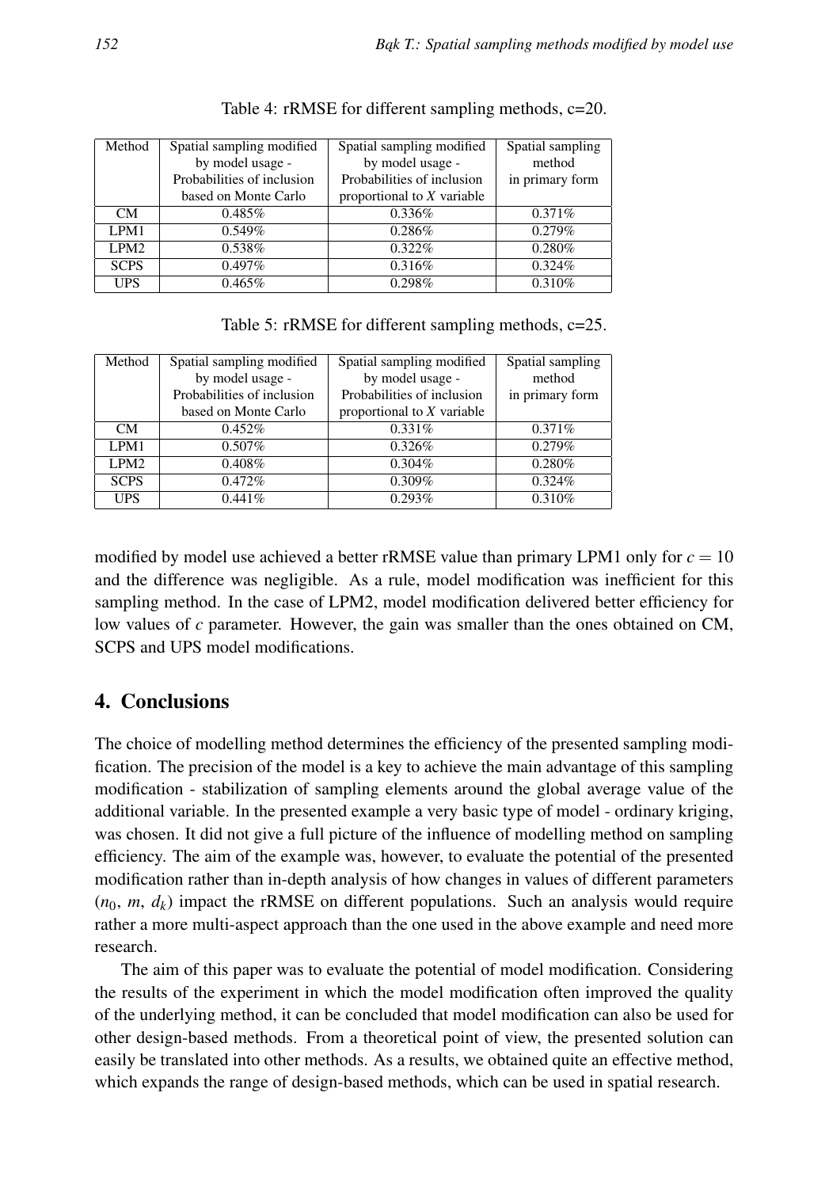Table 4: rRMSE for different sampling methods, c=20.

| Method | Spatial sampling modified by model usage - Probabilities of inclusion based on Monte Carlo | Spatial sampling modified by model usage - Probabilities of inclusion proportional to $X$ variable | Spatial sampling method in primary form |
|---|---|---|---|
| CM | 0.485% | 0.336% | 0.371% |
| LPM1 | 0.549% | 0.286% | 0.279% |
| LPM2 | 0.538% | 0.322% | 0.280% |
| SCPS | 0.497% | 0.316% | 0.324% |
| UPS | 0.465% | 0.298% | 0.310% |

Table 5: rRMSE for different sampling methods, c=25.

| Method | Spatial sampling modified by model usage - Probabilities of inclusion based on Monte Carlo | Spatial sampling modified by model usage - Probabilities of inclusion proportional to $X$ variable | Spatial sampling method in primary form |
|---|---|---|---|
| CM | 0.452% | 0.331% | 0.371% |
| LPM1 | 0.507% | 0.326% | 0.279% |
| LPM2 | 0.408% | 0.304% | 0.280% |
| SCPS | 0.472% | 0.309% | 0.324% |
| UPS | 0.441% | 0.293% | 0.310% |

modified by model use achieved a better rRMSE value than primary LPM1 only for $c = 10$ and the difference was negligible. As a rule, model modification was inefficient for this sampling method. In the case of LPM2, model modification delivered better efficiency for low values of $c$ parameter. However, the gain was smaller than the ones obtained on CM, SCPS and UPS model modifications.

## 4. Conclusions

The choice of modelling method determines the efficiency of the presented sampling modification. The precision of the model is a key to achieve the main advantage of this sampling modification - stabilization of sampling elements around the global average value of the additional variable. In the presented example a very basic type of model - ordinary kriging, was chosen. It did not give a full picture of the influence of modelling method on sampling efficiency. The aim of the example was, however, to evaluate the potential of the presented modification rather than in-depth analysis of how changes in values of different parameters ($n_0$, $m$, $d_k$) impact the rRMSE on different populations. Such an analysis would require rather a more multi-aspect approach than the one used in the above example and need more research.

The aim of this paper was to evaluate the potential of model modification. Considering the results of the experiment in which the model modification often improved the quality of the underlying method, it can be concluded that model modification can also be used for other design-based methods. From a theoretical point of view, the presented solution can easily be translated into other methods. As a results, we obtained quite an effective method, which expands the range of design-based methods, which can be used in spatial research.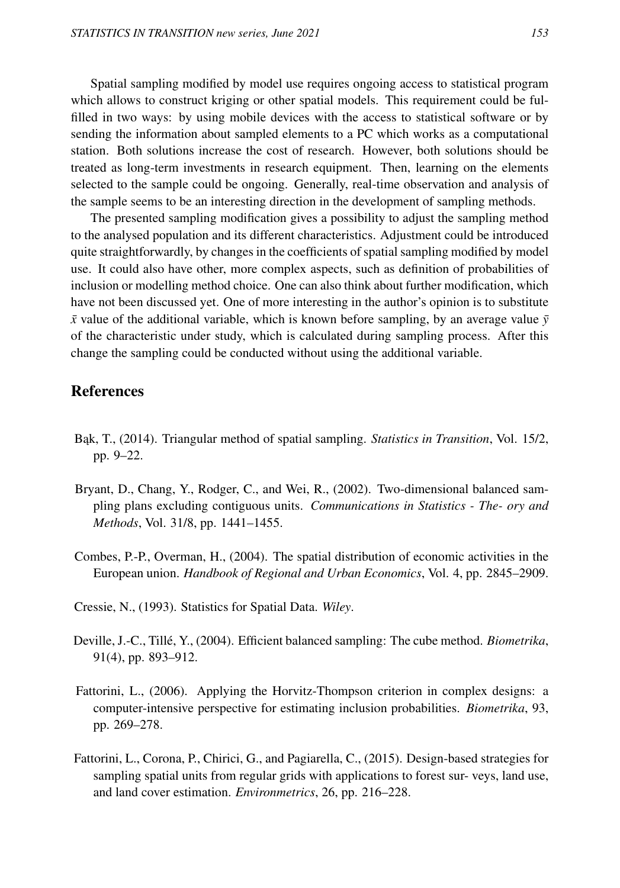Spatial sampling modified by model use requires ongoing access to statistical program which allows to construct kriging or other spatial models. This requirement could be fulfilled in two ways: by using mobile devices with the access to statistical software or by sending the information about sampled elements to a PC which works as a computational station. Both solutions increase the cost of research. However, both solutions should be treated as long-term investments in research equipment. Then, learning on the elements selected to the sample could be ongoing. Generally, real-time observation and analysis of the sample seems to be an interesting direction in the development of sampling methods.

The presented sampling modification gives a possibility to adjust the sampling method to the analysed population and its different characteristics. Adjustment could be introduced quite straightforwardly, by changes in the coefficients of spatial sampling modified by model use. It could also have other, more complex aspects, such as definition of probabilities of inclusion or modelling method choice. One can also think about further modification, which have not been discussed yet. One of more interesting in the author's opinion is to substitute $\bar{x}$ value of the additional variable, which is known before sampling, by an average value $\bar{y}$ of the characteristic under study, which is calculated during sampling process. After this change the sampling could be conducted without using the additional variable.

## References

Bąk, T., (2014). Triangular method of spatial sampling. *Statistics in Transition*, Vol. 15/2, pp. 9–22.

Bryant, D., Chang, Y., Rodger, C., and Wei, R., (2002). Two-dimensional balanced sampling plans excluding contiguous units. *Communications in Statistics - The- ory and Methods*, Vol. 31/8, pp. 1441–1455.

Combes, P.-P., Overman, H., (2004). The spatial distribution of economic activities in the European union. *Handbook of Regional and Urban Economics*, Vol. 4, pp. 2845–2909.

Cressie, N., (1993). Statistics for Spatial Data. *Wiley*.

Deville, J.-C., Tillé, Y., (2004). Efficient balanced sampling: The cube method. *Biometrika*, 91(4), pp. 893–912.

Fattorini, L., (2006). Applying the Horvitz-Thompson criterion in complex designs: a computer-intensive perspective for estimating inclusion probabilities. *Biometrika*, 93, pp. 269–278.

Fattorini, L., Corona, P., Chirici, G., and Pagiarella, C., (2015). Design-based strategies for sampling spatial units from regular grids with applications to forest sur- veys, land use, and land cover estimation. *Environmetrics*, 26, pp. 216–228.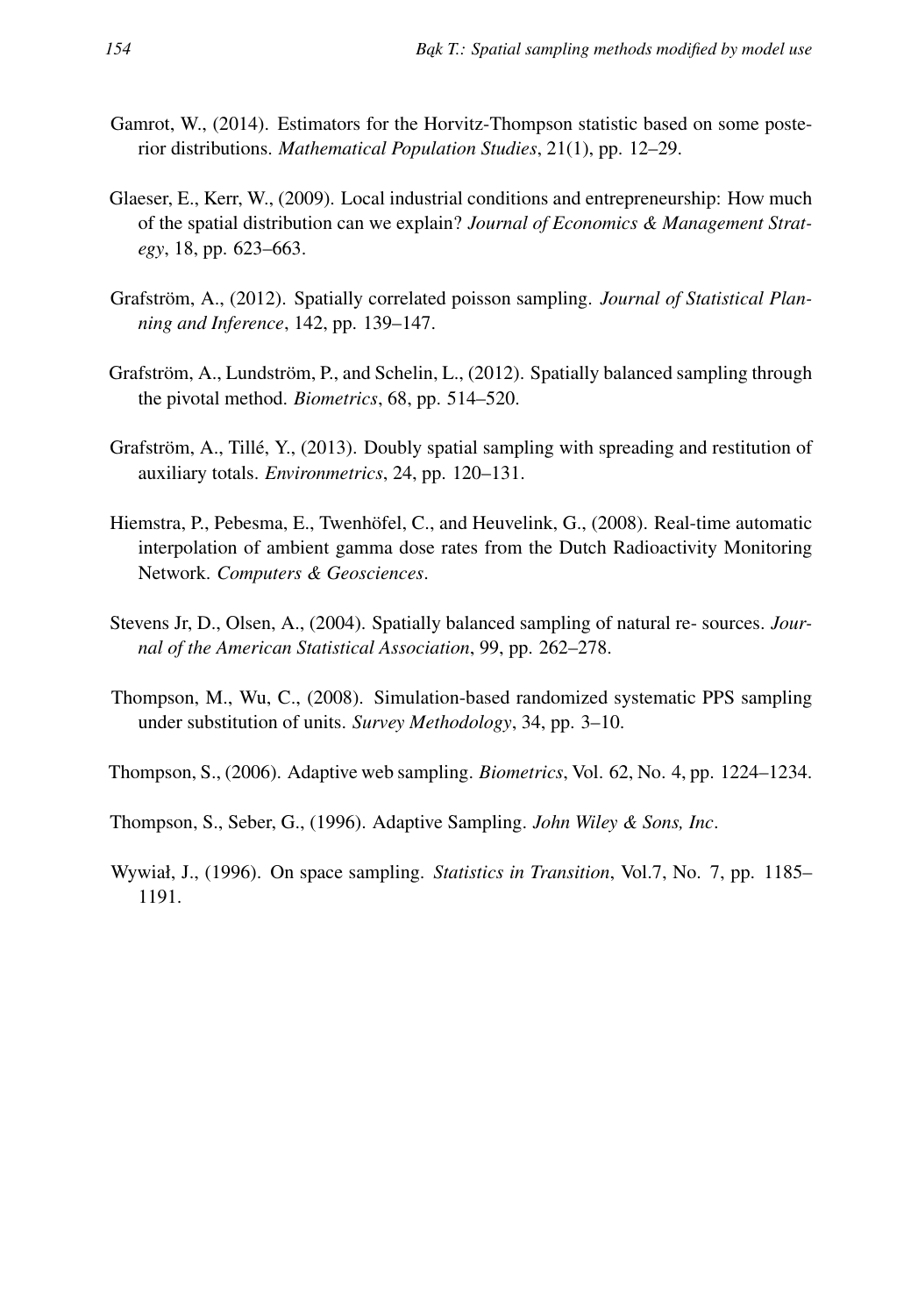Gamrot, W., (2014). Estimators for the Horvitz-Thompson statistic based on some posterior distributions. *Mathematical Population Studies*, 21(1), pp. 12–29.

Glaeser, E., Kerr, W., (2009). Local industrial conditions and entrepreneurship: How much of the spatial distribution can we explain? *Journal of Economics & Management Strategy*, 18, pp. 623–663.

Grafström, A., (2012). Spatially correlated poisson sampling. *Journal of Statistical Planning and Inference*, 142, pp. 139–147.

Grafström, A., Lundström, P., and Schelin, L., (2012). Spatially balanced sampling through the pivotal method. *Biometrics*, 68, pp. 514–520.

Grafström, A., Tillé, Y., (2013). Doubly spatial sampling with spreading and restitution of auxiliary totals. *Environmetrics*, 24, pp. 120–131.

Hiemstra, P., Pebesma, E., Twenhöfel, C., and Heuvelink, G., (2008). Real-time automatic interpolation of ambient gamma dose rates from the Dutch Radioactivity Monitoring Network. *Computers & Geosciences*.

Stevens Jr, D., Olsen, A., (2004). Spatially balanced sampling of natural re- sources. *Journal of the American Statistical Association*, 99, pp. 262–278.

Thompson, M., Wu, C., (2008). Simulation-based randomized systematic PPS sampling under substitution of units. *Survey Methodology*, 34, pp. 3–10.

Thompson, S., (2006). Adaptive web sampling. *Biometrics*, Vol. 62, No. 4, pp. 1224–1234.

Thompson, S., Seber, G., (1996). Adaptive Sampling. *John Wiley & Sons, Inc*.

Wywiał, J., (1996). On space sampling. *Statistics in Transition*, Vol.7, No. 7, pp. 1185–1191.